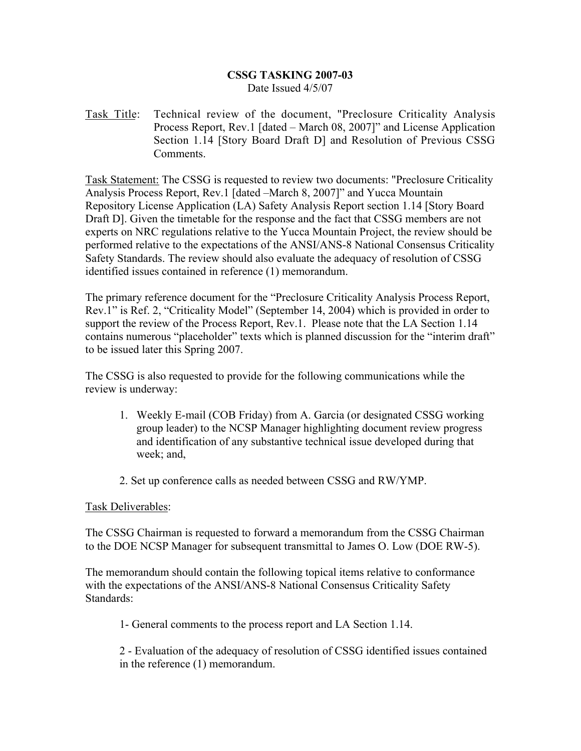# CSSG TASKING 2007-03

Date Issued 4/5/07

Task Title: Technical review of the document, "Preclosure Criticality Analysis Process Report, Rev.1 [dated – March 08, 2007]" and License Application Section 1.14 [Story Board Draft D] and Resolution of Previous CSSG Comments.

Task Statement: The CSSG is requested to review two documents: "Preclosure Criticality Analysis Process Report, Rev.1 [dated –March 8, 2007]" and Yucca Mountain Repository License Application (LA) Safety Analysis Report section 1.14 [Story Board Draft D]. Given the timetable for the response and the fact that CSSG members are not experts on NRC regulations relative to the Yucca Mountain Project, the review should be performed relative to the expectations of the ANSI/ANS-8 National Consensus Criticality Safety Standards. The review should also evaluate the adequacy of resolution of CSSG identified issues contained in reference (1) memorandum.

The primary reference document for the "Preclosure Criticality Analysis Process Report, Rev.1" is Ref. 2, "Criticality Model" (September 14, 2004) which is provided in order to support the review of the Process Report, Rev.1. Please note that the LA Section 1.14 contains numerous "placeholder" texts which is planned discussion for the "interim draft" to be issued later this Spring 2007.

The CSSG is also requested to provide for the following communications while the review is underway:

1. Weekly E-mail (COB Friday) from A. Garcia (or designated CSSG working group leader) to the NCSP Manager highlighting document review progress and identification of any substantive technical issue developed during that week; and,
2. Set up conference calls as needed between CSSG and RW/YMP.

Task Deliverables:

The CSSG Chairman is requested to forward a memorandum from the CSSG Chairman to the DOE NCSP Manager for subsequent transmittal to James O. Low (DOE RW-5).

The memorandum should contain the following topical items relative to conformance with the expectations of the ANSI/ANS-8 National Consensus Criticality Safety Standards:

1- General comments to the process report and LA Section 1.14.

2 - Evaluation of the adequacy of resolution of CSSG identified issues contained in the reference (1) memorandum.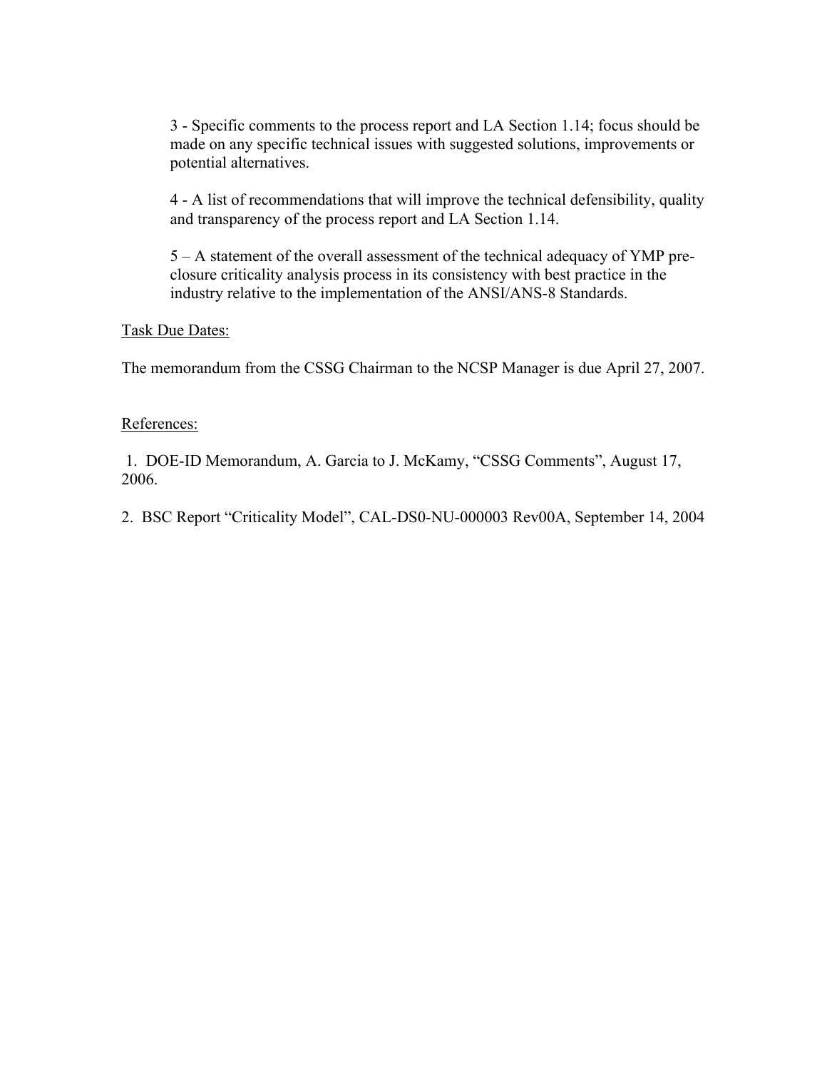3 - Specific comments to the process report and LA Section 1.14; focus should be made on any specific technical issues with suggested solutions, improvements or potential alternatives.

4 - A list of recommendations that will improve the technical defensibility, quality and transparency of the process report and LA Section 1.14.

5 – A statement of the overall assessment of the technical adequacy of YMP pre-closure criticality analysis process in its consistency with best practice in the industry relative to the implementation of the ANSI/ANS-8 Standards.

Task Due Dates:

The memorandum from the CSSG Chairman to the NCSP Manager is due April 27, 2007.

References:

1. DOE-ID Memorandum, A. Garcia to J. McKamy, "CSSG Comments", August 17, 2006.

2. BSC Report "Criticality Model", CAL-DS0-NU-000003 Rev00A, September 14, 2004